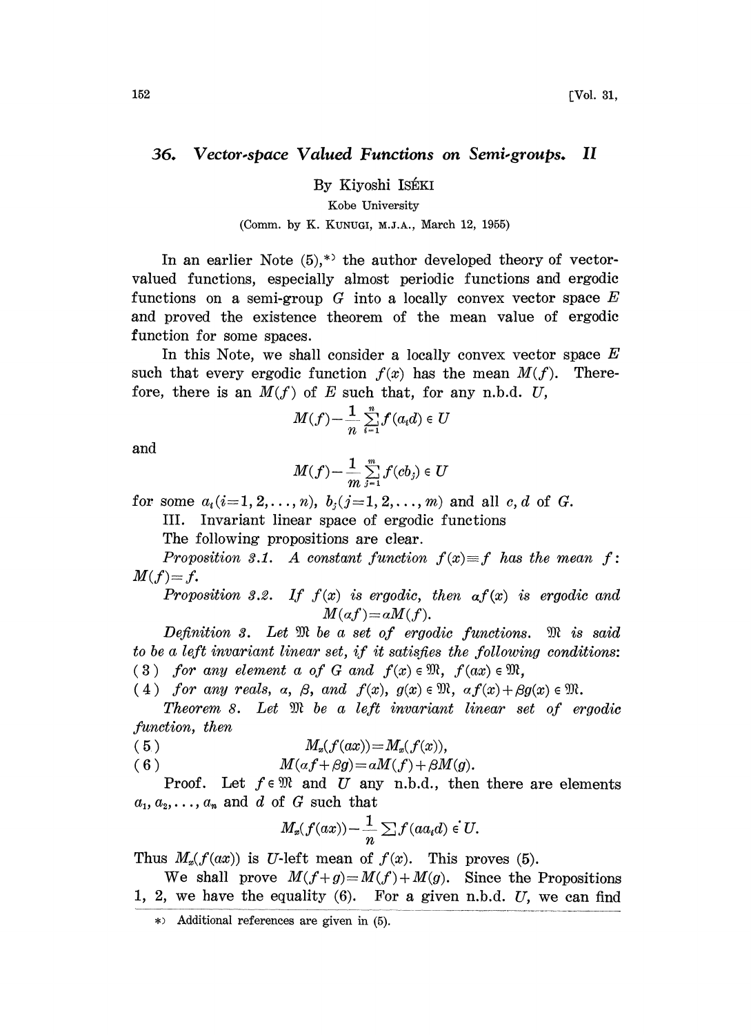# 36. Vector-space Valued Functions on Semi-groups. II

By Kiyoshi ISÉKI

Kobe University

(Comm. by K. KUNUGI, M.J.A., March 12, 1955)

In an earlier Note (5),*) the author developed theory of vector-valued functions, especially almost periodic functions and ergodic functions on a semi-group $G$ into a locally convex vector space $E$ and proved the existence theorem of the mean value of ergodic function for some spaces.

In this Note, we shall consider a locally convex vector space $E$ such that every ergodic function $f(x)$ has the mean $M(f)$. Therefore, there is an $M(f)$ of $E$ such that, for any n.b.d. $U$,

$$M(f)-\frac{1}{n}\sum_{i=1}^{n} f(a_i d) \in U$$

and

$$M(f)-\frac{1}{m}\sum_{j=1}^{m} f(cb_j) \in U$$

for some $a_i (i=1, 2, \dots, n)$, $b_j (j=1, 2, \dots, m)$ and all $c, d$ of $G$.

III. Invariant linear space of ergodic functions

The following propositions are clear.

*Proposition 3.1.* *A constant function $f(x)\equiv f$ has the mean $f$: $M(f)=f$.*

*Proposition 3.2.* *If $f(x)$ is ergodic, then $\alpha f(x)$ is ergodic and*

$$M(\alpha f)=\alpha M(f).$$

*Definition 3.* *Let $\mathfrak{M}$ be a set of ergodic functions. $\mathfrak{M}$ is said to be a left invariant linear set, if it satisfies the following conditions:*

(3) *for any element $a$ of $G$ and $f(x) \in \mathfrak{M}$, $f(ax) \in \mathfrak{M}$,*

(4) *for any reals, $\alpha$, $\beta$, and $f(x)$, $g(x) \in \mathfrak{M}$, $\alpha f(x)+\beta g(x) \in \mathfrak{M}$.*

*Theorem 8.* *Let $\mathfrak{M}$ be a left invariant linear set of ergodic function, then*

$$M_x(f(ax))=M_x(f(x)), \tag{5}$$

$$M(\alpha f+\beta g)=\alpha M(f)+\beta M(g). \tag{6}$$

Proof. Let $f \in \mathfrak{M}$ and $U$ any n.b.d., then there are elements $a_1, a_2, \dots, a_n$ and $d$ of $G$ such that

$$M_x(f(ax))-\frac{1}{n}\sum f(aa_i d) \in U.$$

Thus $M_x(f(ax))$ is $U$-left mean of $f(x)$. This proves (5).

We shall prove $M(f+g)=M(f)+M(g)$. Since the Propositions 1, 2, we have the equality (6). For a given n.b.d. $U$, we can find

*) Additional references are given in (5).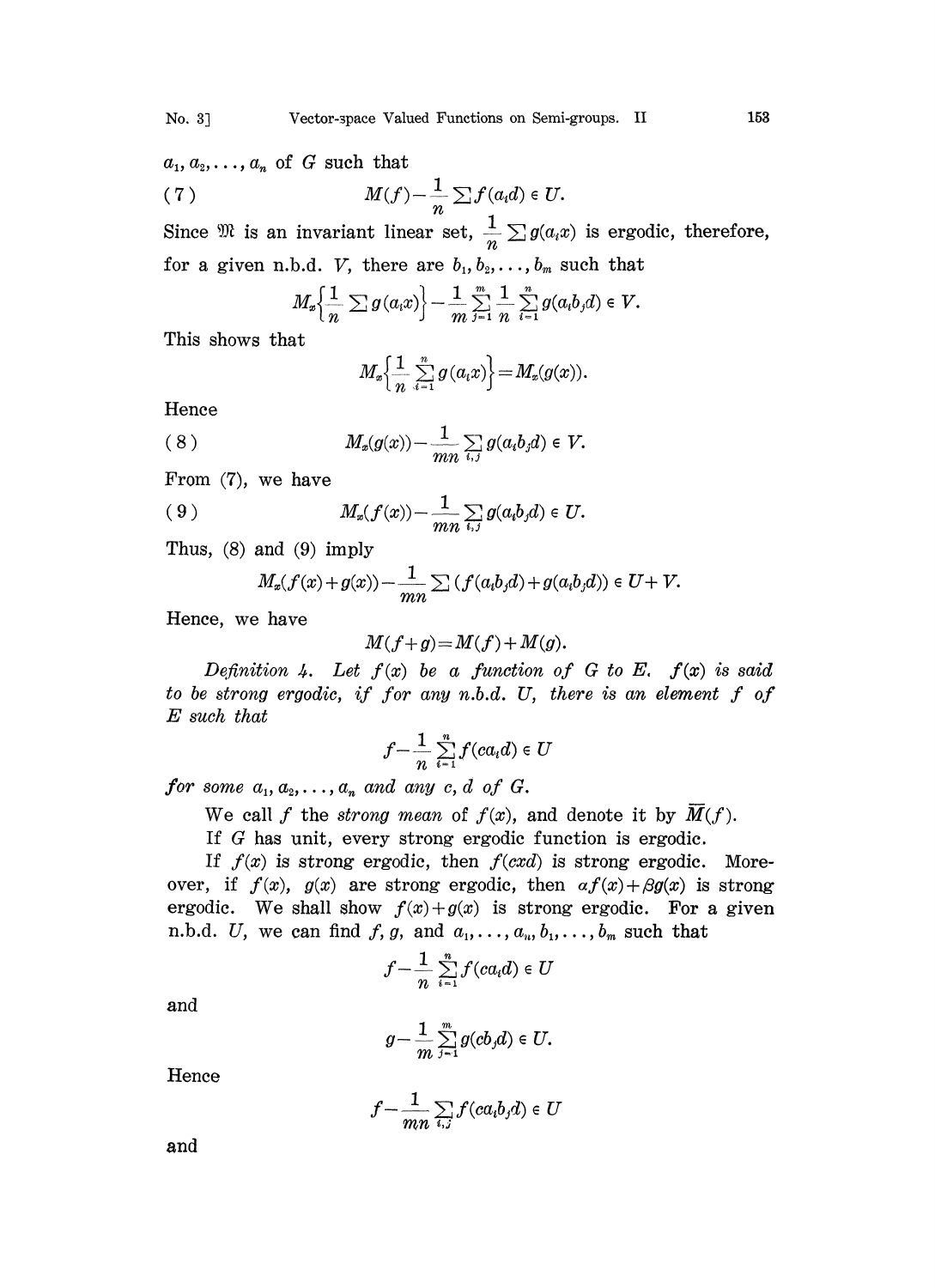$a_1, a_2, \ldots, a_n$ of $G$ such that

$$(7) \qquad M(f) - \frac{1}{n} \sum f(a_i d) \in U.$$

Since $\mathfrak{M}$ is an invariant linear set, $\frac{1}{n} \sum g(a_i x)$ is ergodic, therefore, for a given n.b.d. $V$, there are $b_1, b_2, \ldots, b_m$ such that

$$M_x\left\{\frac{1}{n} \sum g(a_i x)\right\} - \frac{1}{m} \sum_{j=1}^{m} \frac{1}{n} \sum_{i=1}^{n} g(a_i b_j d) \in V.$$

This shows that

$$M_x\left\{\frac{1}{n} \sum_{i=1}^{n} g(a_i x)\right\} = M_x(g(x)).$$

Hence

$$(8) \qquad M_x(g(x)) - \frac{1}{mn} \sum_{i,j} g(a_i b_j d) \in V.$$

From (7), we have

$$(9) \qquad M_x(f(x)) - \frac{1}{mn} \sum_{i,j} g(a_i b_j d) \in U.$$

Thus, (8) and (9) imply

$$M_x(f(x) + g(x)) - \frac{1}{mn} \sum (f(a_i b_j d) + g(a_i b_j d)) \in U + V.$$

Hence, we have

$$M(f+g) = M(f) + M(g).$$

*Definition 4. Let $f(x)$ be a function of $G$ to $E$. $f(x)$ is said to be strong ergodic, if for any n.b.d. $U$, there is an element $f$ of $E$ such that*

$$f - \frac{1}{n} \sum_{i=1}^{n} f(c a_i d) \in U$$

*for some $a_1, a_2, \ldots, a_n$ and any $c, d$ of $G$.*

We call $f$ the *strong mean* of $f(x)$, and denote it by $\overline{M}(f)$.

If $G$ has unit, every strong ergodic function is ergodic.

If $f(x)$ is strong ergodic, then $f(cxd)$ is strong ergodic. Moreover, if $f(x)$, $g(x)$ are strong ergodic, then $\alpha f(x) + \beta g(x)$ is strong ergodic. We shall show $f(x) + g(x)$ is strong ergodic. For a given n.b.d. $U$, we can find $f, g$, and $a_1, \ldots, a_n, b_1, \ldots, b_m$ such that

$$f - \frac{1}{n} \sum_{i=1}^{n} f(c a_i d) \in U$$

and

$$g - \frac{1}{m} \sum_{j=1}^{m} g(c b_j d) \in U.$$

Hence

$$f - \frac{1}{mn} \sum_{i,j} f(c a_i b_j d) \in U$$

and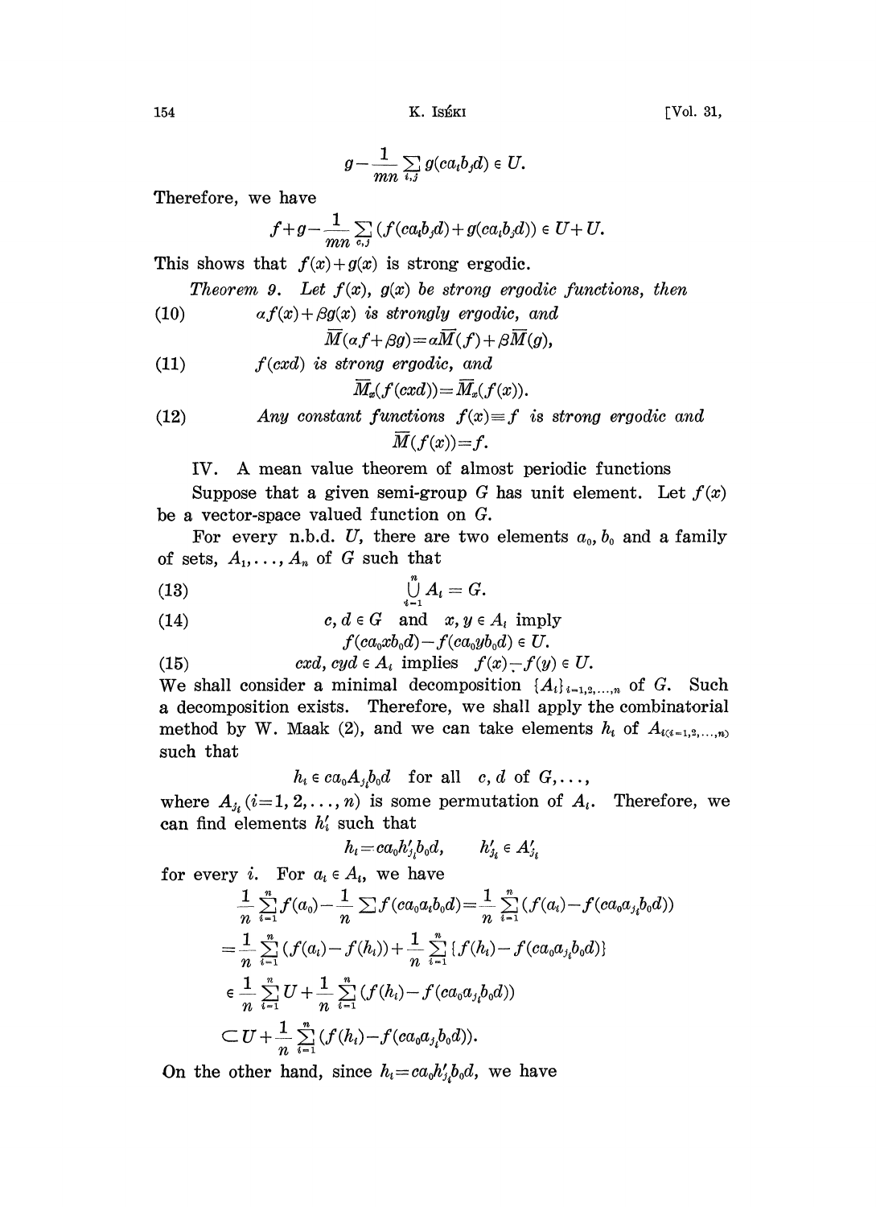$$g-\frac{1}{mn}\sum_{i,j} g(ca_ib_jd) \in U.$$

Therefore, we have

$$f+g-\frac{1}{mn}\sum_{c,j}(f(ca_ib_jd)+g(ca_ib_jd)) \in U+U.$$

This shows that $f(x)+g(x)$ is strong ergodic.

*Theorem 9. Let $f(x)$, $g(x)$ be strong ergodic functions, then*

(10) *$\alpha f(x)+\beta g(x)$ is strongly ergodic, and*

$$\overline{M}(\alpha f+\beta g)=\alpha\overline{M}(f)+\beta\overline{M}(g),$$

(11) *$f(cxd)$ is strong ergodic, and*

$$\overline{M}_x(f(cxd))=\overline{M}_x(f(x)).$$

(12) *Any constant functions $f(x)\equiv f$ is strong ergodic and*

$$\overline{M}(f(x))=f.$$

## IV. A mean value theorem of almost periodic functions

Suppose that a given semi-group $G$ has unit element. Let $f(x)$ be a vector-space valued function on $G$.

For every n.b.d. $U$, there are two elements $a_0$, $b_0$ and a family of sets, $A_1,\dots,A_n$ of $G$ such that

$$\bigcup_{i=1}^{n} A_i = G. \tag{13}$$

(14) $c, d \in G$ and $x, y \in A_i$ imply

$$f(ca_0xb_0d)-f(ca_0yb_0d) \in U.$$

(15) $cxd, cyd \in A_i$ implies $f(x)-f(y) \in U$.

We shall consider a minimal decomposition $\{A_i\}_{i=1,2,\dots,n}$ of $G$. Such a decomposition exists. Therefore, we shall apply the combinatorial method by W. Maak (2), and we can take elements $h_i$ of $A_{i(i=1,2,\dots,n)}$ such that

$$h_i \in ca_0A_{j_i}b_0d \quad \text{for all} \quad c, d \text{ of } G,\dots,$$

where $A_{j_i}$ $(i=1,2,\dots,n)$ is some permutation of $A_i$. Therefore, we can find elements $h_i'$ such that

$$h_i=ca_0h_{j_i}'b_0d, \qquad h_{j_i}' \in A_{j_i}'$$

for every $i$. For $a_i \in A_i$, we have

$$\begin{aligned}
&\frac{1}{n}\sum_{i=1}^{n} f(a_0)-\frac{1}{n}\sum f(ca_0a_ib_0d)=\frac{1}{n}\sum_{i=1}^{n}(f(a_i)-f(ca_0a_{j_i}b_0d))\\
&=\frac{1}{n}\sum_{i=1}^{n}(f(a_i)-f(h_i))+\frac{1}{n}\sum_{i=1}^{n}\{f(h_i)-f(ca_0a_{j_i}b_0d)\}\\
&\in \frac{1}{n}\sum_{i=1}^{n} U+\frac{1}{n}\sum_{i=1}^{n}(f(h_i)-f(ca_0a_{j_i}b_0d))\\
&\subset U+\frac{1}{n}\sum_{i=1}^{n}(f(h_i)-f(ca_0a_{j_i}b_0d)).
\end{aligned}$$

On the other hand, since $h_i=ca_0h_{j_i}'b_0d$, we have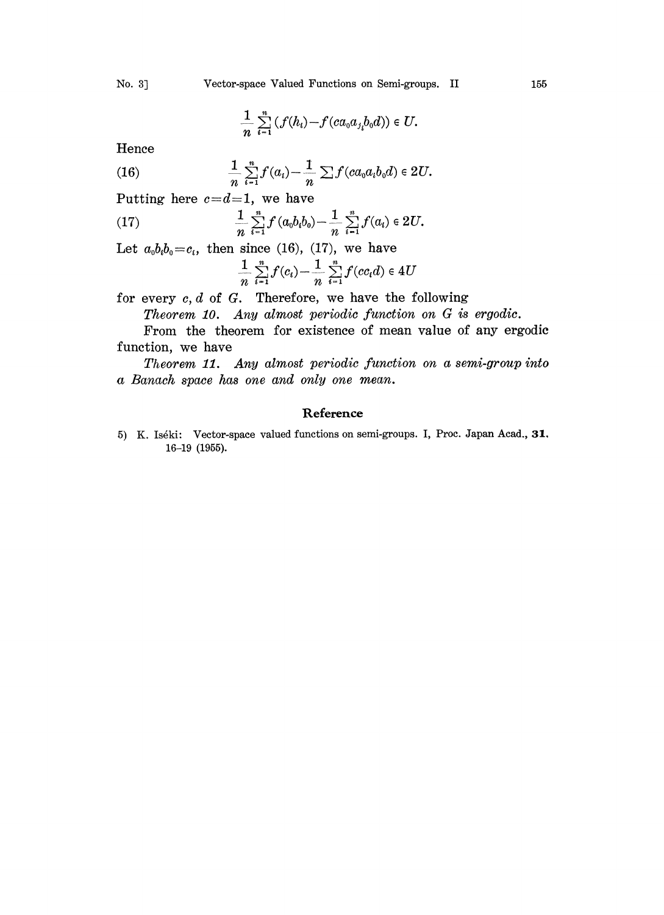$$\frac{1}{n}\sum_{i=1}^{n}(f(h_i)-f(ca_0a_{j_i}b_0d)) \in U.$$

Hence

$$\frac{1}{n}\sum_{i=1}^{n}f(a_i)-\frac{1}{n}\sum f(ca_0a_ib_0d) \in 2U. \tag{16}$$

Putting here $c=d=1$, we have

$$\frac{1}{n}\sum_{i=1}^{n}f(a_0b_ib_0)-\frac{1}{n}\sum_{i=1}^{n}f(a_i) \in 2U. \tag{17}$$

Let $a_0b_ib_0=c_i$, then since (16), (17), we have

$$\frac{1}{n}\sum_{i=1}^{n}f(c_i)-\frac{1}{n}\sum_{i=1}^{n}f(cc_id) \in 4U$$

for every $c, d$ of $G$. Therefore, we have the following

*Theorem 10. Any almost periodic function on $G$ is ergodic.*

From the theorem for existence of mean value of any ergodic function, we have

*Theorem 11. Any almost periodic function on a semi-group into a Banach space has one and only one mean.*

## Reference

5) K. Iséki: Vector-space valued functions on semi-groups. I, Proc. Japan Acad., **31**, 16–19 (1955).